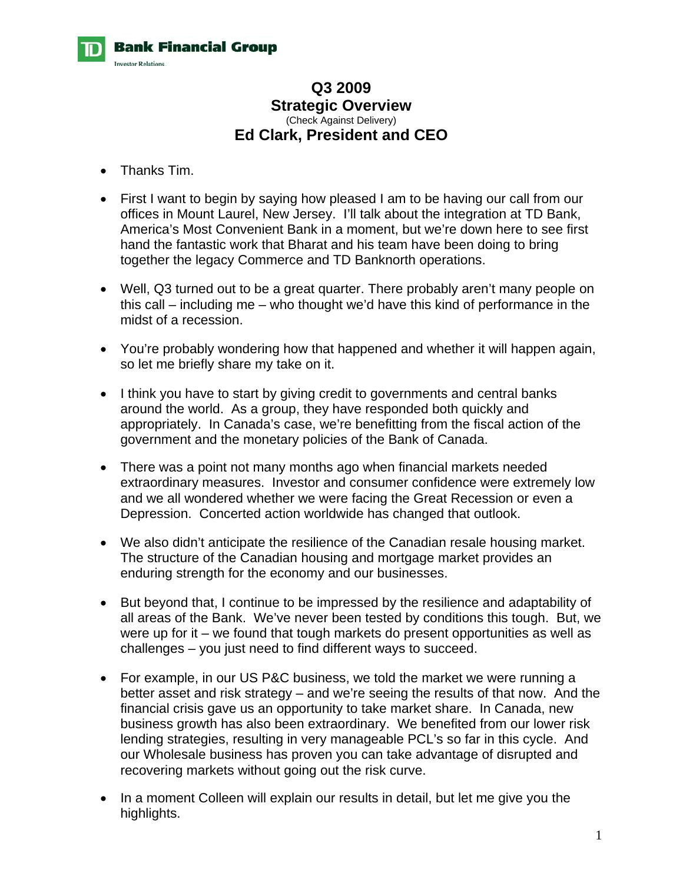# Q3 2009
## Strategic Overview
(Check Against Delivery)
## Ed Clark, President and CEO

- Thanks Tim.
- First I want to begin by saying how pleased I am to be having our call from our offices in Mount Laurel, New Jersey. I'll talk about the integration at TD Bank, America's Most Convenient Bank in a moment, but we're down here to see first hand the fantastic work that Bharat and his team have been doing to bring together the legacy Commerce and TD Banknorth operations.
- Well, Q3 turned out to be a great quarter. There probably aren't many people on this call – including me – who thought we'd have this kind of performance in the midst of a recession.
- You're probably wondering how that happened and whether it will happen again, so let me briefly share my take on it.
- I think you have to start by giving credit to governments and central banks around the world. As a group, they have responded both quickly and appropriately. In Canada's case, we're benefitting from the fiscal action of the government and the monetary policies of the Bank of Canada.
- There was a point not many months ago when financial markets needed extraordinary measures. Investor and consumer confidence were extremely low and we all wondered whether we were facing the Great Recession or even a Depression. Concerted action worldwide has changed that outlook.
- We also didn't anticipate the resilience of the Canadian resale housing market. The structure of the Canadian housing and mortgage market provides an enduring strength for the economy and our businesses.
- But beyond that, I continue to be impressed by the resilience and adaptability of all areas of the Bank. We've never been tested by conditions this tough. But, we were up for it – we found that tough markets do present opportunities as well as challenges – you just need to find different ways to succeed.
- For example, in our US P&C business, we told the market we were running a better asset and risk strategy – and we're seeing the results of that now. And the financial crisis gave us an opportunity to take market share. In Canada, new business growth has also been extraordinary. We benefited from our lower risk lending strategies, resulting in very manageable PCL's so far in this cycle. And our Wholesale business has proven you can take advantage of disrupted and recovering markets without going out the risk curve.
- In a moment Colleen will explain our results in detail, but let me give you the highlights.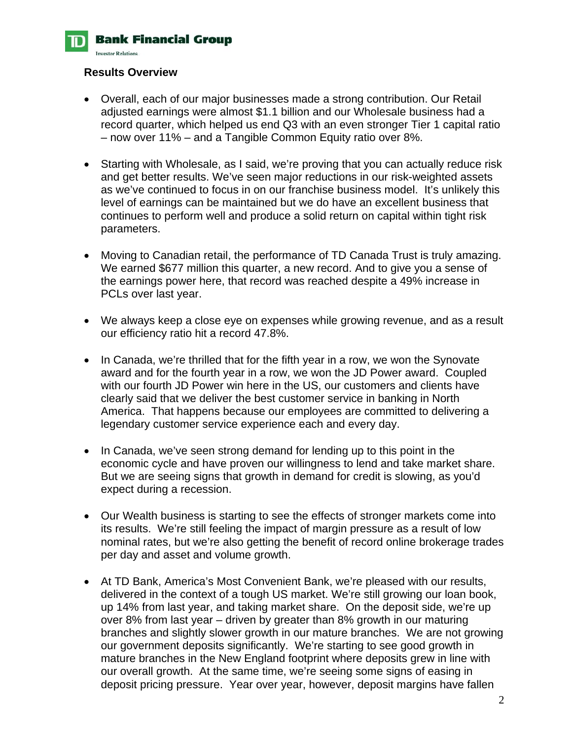## Results Overview

- Overall, each of our major businesses made a strong contribution. Our Retail adjusted earnings were almost $1.1 billion and our Wholesale business had a record quarter, which helped us end Q3 with an even stronger Tier 1 capital ratio – now over 11% – and a Tangible Common Equity ratio over 8%.

- Starting with Wholesale, as I said, we're proving that you can actually reduce risk and get better results. We've seen major reductions in our risk-weighted assets as we've continued to focus in on our franchise business model. It's unlikely this level of earnings can be maintained but we do have an excellent business that continues to perform well and produce a solid return on capital within tight risk parameters.

- Moving to Canadian retail, the performance of TD Canada Trust is truly amazing. We earned $677 million this quarter, a new record. And to give you a sense of the earnings power here, that record was reached despite a 49% increase in PCLs over last year.

- We always keep a close eye on expenses while growing revenue, and as a result our efficiency ratio hit a record 47.8%.

- In Canada, we're thrilled that for the fifth year in a row, we won the Synovate award and for the fourth year in a row, we won the JD Power award. Coupled with our fourth JD Power win here in the US, our customers and clients have clearly said that we deliver the best customer service in banking in North America. That happens because our employees are committed to delivering a legendary customer service experience each and every day.

- In Canada, we've seen strong demand for lending up to this point in the economic cycle and have proven our willingness to lend and take market share. But we are seeing signs that growth in demand for credit is slowing, as you'd expect during a recession.

- Our Wealth business is starting to see the effects of stronger markets come into its results. We're still feeling the impact of margin pressure as a result of low nominal rates, but we're also getting the benefit of record online brokerage trades per day and asset and volume growth.

- At TD Bank, America's Most Convenient Bank, we're pleased with our results, delivered in the context of a tough US market. We're still growing our loan book, up 14% from last year, and taking market share. On the deposit side, we're up over 8% from last year – driven by greater than 8% growth in our maturing branches and slightly slower growth in our mature branches. We are not growing our government deposits significantly. We're starting to see good growth in mature branches in the New England footprint where deposits grew in line with our overall growth. At the same time, we're seeing some signs of easing in deposit pricing pressure. Year over year, however, deposit margins have fallen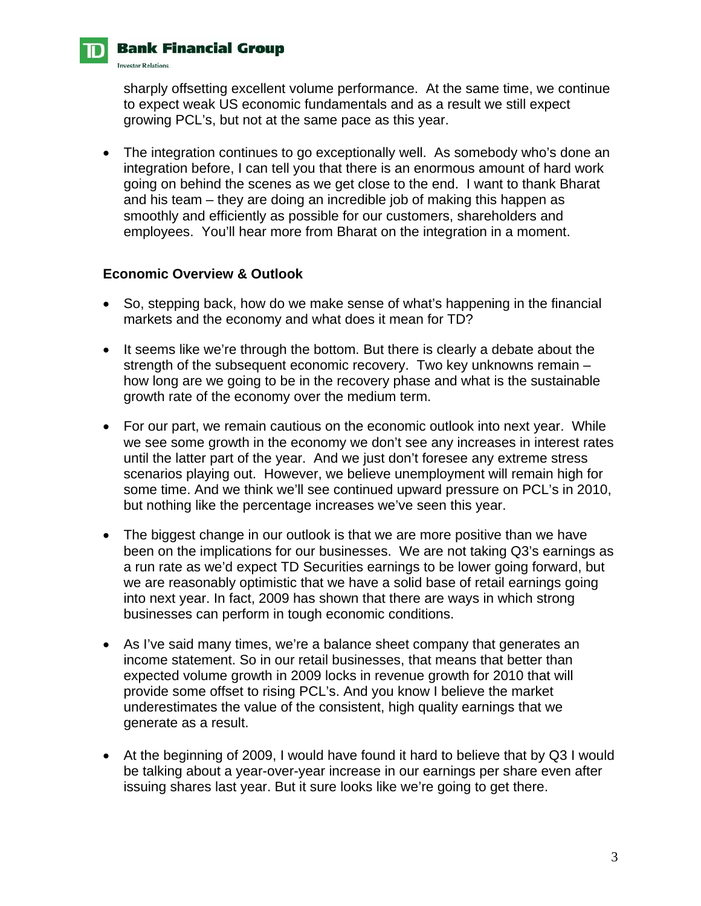sharply offsetting excellent volume performance. At the same time, we continue to expect weak US economic fundamentals and as a result we still expect growing PCL's, but not at the same pace as this year.

- The integration continues to go exceptionally well. As somebody who's done an integration before, I can tell you that there is an enormous amount of hard work going on behind the scenes as we get close to the end. I want to thank Bharat and his team – they are doing an incredible job of making this happen as smoothly and efficiently as possible for our customers, shareholders and employees. You'll hear more from Bharat on the integration in a moment.

**Economic Overview & Outlook**

- So, stepping back, how do we make sense of what's happening in the financial markets and the economy and what does it mean for TD?
- It seems like we're through the bottom. But there is clearly a debate about the strength of the subsequent economic recovery. Two key unknowns remain – how long are we going to be in the recovery phase and what is the sustainable growth rate of the economy over the medium term.
- For our part, we remain cautious on the economic outlook into next year. While we see some growth in the economy we don't see any increases in interest rates until the latter part of the year. And we just don't foresee any extreme stress scenarios playing out. However, we believe unemployment will remain high for some time. And we think we'll see continued upward pressure on PCL's in 2010, but nothing like the percentage increases we've seen this year.
- The biggest change in our outlook is that we are more positive than we have been on the implications for our businesses. We are not taking Q3's earnings as a run rate as we'd expect TD Securities earnings to be lower going forward, but we are reasonably optimistic that we have a solid base of retail earnings going into next year. In fact, 2009 has shown that there are ways in which strong businesses can perform in tough economic conditions.
- As I've said many times, we're a balance sheet company that generates an income statement. So in our retail businesses, that means that better than expected volume growth in 2009 locks in revenue growth for 2010 that will provide some offset to rising PCL's. And you know I believe the market underestimates the value of the consistent, high quality earnings that we generate as a result.
- At the beginning of 2009, I would have found it hard to believe that by Q3 I would be talking about a year-over-year increase in our earnings per share even after issuing shares last year. But it sure looks like we're going to get there.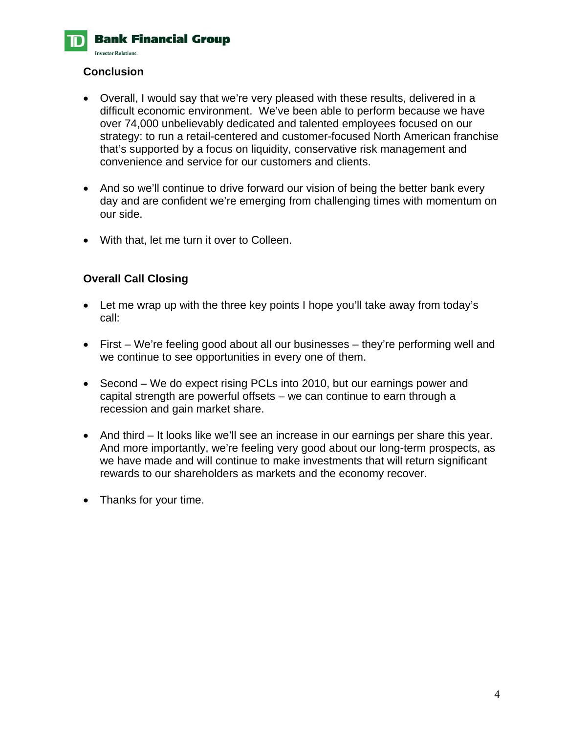## Conclusion

- Overall, I would say that we're very pleased with these results, delivered in a difficult economic environment. We've been able to perform because we have over 74,000 unbelievably dedicated and talented employees focused on our strategy: to run a retail-centered and customer-focused North American franchise that's supported by a focus on liquidity, conservative risk management and convenience and service for our customers and clients.

- And so we'll continue to drive forward our vision of being the better bank every day and are confident we're emerging from challenging times with momentum on our side.

- With that, let me turn it over to Colleen.

## Overall Call Closing

- Let me wrap up with the three key points I hope you'll take away from today's call:

- First – We're feeling good about all our businesses – they're performing well and we continue to see opportunities in every one of them.

- Second – We do expect rising PCLs into 2010, but our earnings power and capital strength are powerful offsets – we can continue to earn through a recession and gain market share.

- And third – It looks like we'll see an increase in our earnings per share this year. And more importantly, we're feeling very good about our long-term prospects, as we have made and will continue to make investments that will return significant rewards to our shareholders as markets and the economy recover.

- Thanks for your time.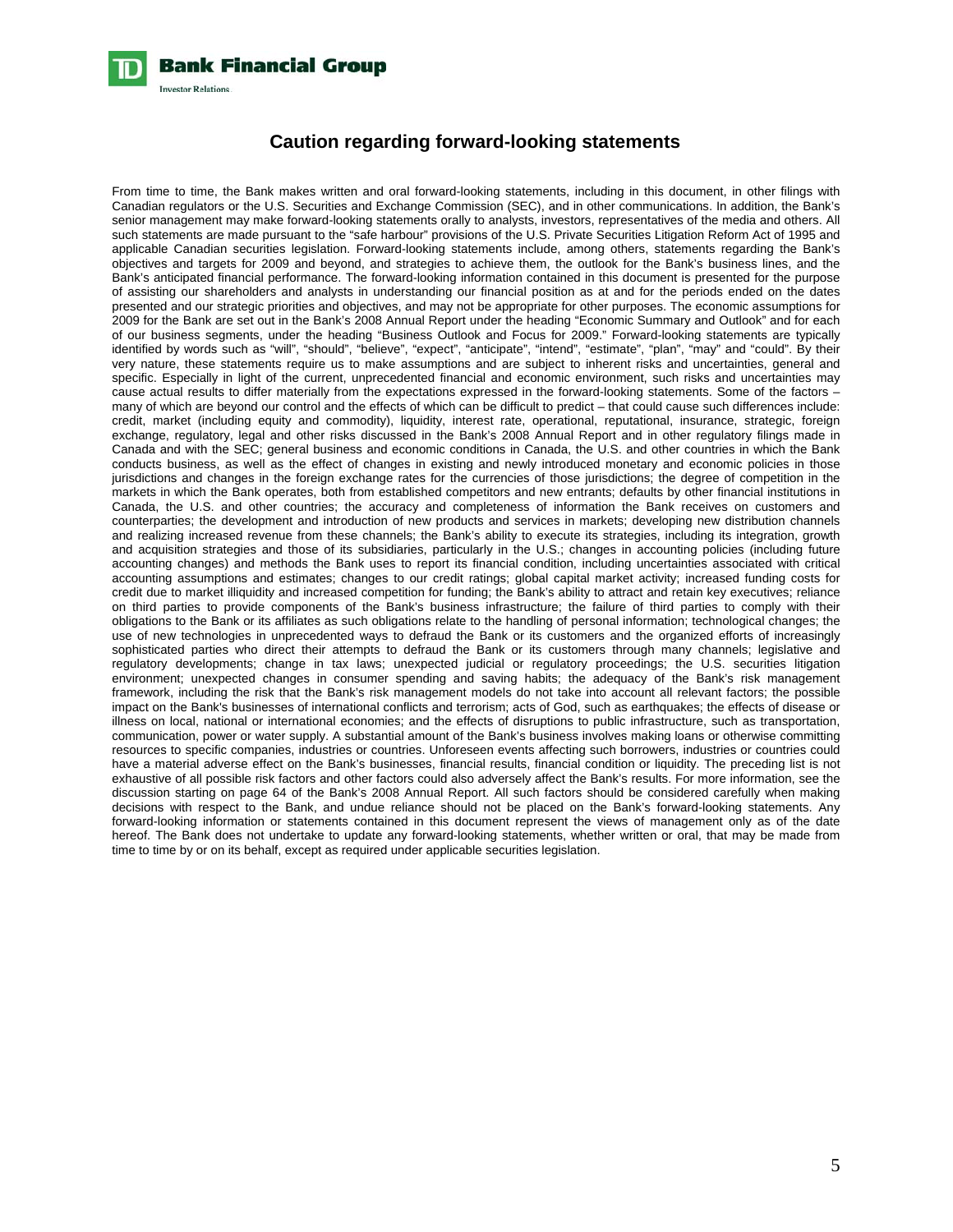# Caution regarding forward-looking statements

From time to time, the Bank makes written and oral forward-looking statements, including in this document, in other filings with Canadian regulators or the U.S. Securities and Exchange Commission (SEC), and in other communications. In addition, the Bank's senior management may make forward-looking statements orally to analysts, investors, representatives of the media and others. All such statements are made pursuant to the "safe harbour" provisions of the U.S. Private Securities Litigation Reform Act of 1995 and applicable Canadian securities legislation. Forward-looking statements include, among others, statements regarding the Bank's objectives and targets for 2009 and beyond, and strategies to achieve them, the outlook for the Bank's business lines, and the Bank's anticipated financial performance. The forward-looking information contained in this document is presented for the purpose of assisting our shareholders and analysts in understanding our financial position as at and for the periods ended on the dates presented and our strategic priorities and objectives, and may not be appropriate for other purposes. The economic assumptions for 2009 for the Bank are set out in the Bank's 2008 Annual Report under the heading "Economic Summary and Outlook" and for each of our business segments, under the heading "Business Outlook and Focus for 2009." Forward-looking statements are typically identified by words such as "will", "should", "believe", "expect", "anticipate", "intend", "estimate", "plan", "may" and "could". By their very nature, these statements require us to make assumptions and are subject to inherent risks and uncertainties, general and specific. Especially in light of the current, unprecedented financial and economic environment, such risks and uncertainties may cause actual results to differ materially from the expectations expressed in the forward-looking statements. Some of the factors – many of which are beyond our control and the effects of which can be difficult to predict – that could cause such differences include: credit, market (including equity and commodity), liquidity, interest rate, operational, reputational, insurance, strategic, foreign exchange, regulatory, legal and other risks discussed in the Bank's 2008 Annual Report and in other regulatory filings made in Canada and with the SEC; general business and economic conditions in Canada, the U.S. and other countries in which the Bank conducts business, as well as the effect of changes in existing and newly introduced monetary and economic policies in those jurisdictions and changes in the foreign exchange rates for the currencies of those jurisdictions; the degree of competition in the markets in which the Bank operates, both from established competitors and new entrants; defaults by other financial institutions in Canada, the U.S. and other countries; the accuracy and completeness of information the Bank receives on customers and counterparties; the development and introduction of new products and services in markets; developing new distribution channels and realizing increased revenue from these channels; the Bank's ability to execute its strategies, including its integration, growth and acquisition strategies and those of its subsidiaries, particularly in the U.S.; changes in accounting policies (including future accounting changes) and methods the Bank uses to report its financial condition, including uncertainties associated with critical accounting assumptions and estimates; changes to our credit ratings; global capital market activity; increased funding costs for credit due to market illiquidity and increased competition for funding; the Bank's ability to attract and retain key executives; reliance on third parties to provide components of the Bank's business infrastructure; the failure of third parties to comply with their obligations to the Bank or its affiliates as such obligations relate to the handling of personal information; technological changes; the use of new technologies in unprecedented ways to defraud the Bank or its customers and the organized efforts of increasingly sophisticated parties who direct their attempts to defraud the Bank or its customers through many channels; legislative and regulatory developments; change in tax laws; unexpected judicial or regulatory proceedings; the U.S. securities litigation environment; unexpected changes in consumer spending and saving habits; the adequacy of the Bank's risk management framework, including the risk that the Bank's risk management models do not take into account all relevant factors; the possible impact on the Bank's businesses of international conflicts and terrorism; acts of God, such as earthquakes; the effects of disease or illness on local, national or international economies; and the effects of disruptions to public infrastructure, such as transportation, communication, power or water supply. A substantial amount of the Bank's business involves making loans or otherwise committing resources to specific companies, industries or countries. Unforeseen events affecting such borrowers, industries or countries could have a material adverse effect on the Bank's businesses, financial results, financial condition or liquidity. The preceding list is not exhaustive of all possible risk factors and other factors could also adversely affect the Bank's results. For more information, see the discussion starting on page 64 of the Bank's 2008 Annual Report. All such factors should be considered carefully when making decisions with respect to the Bank, and undue reliance should not be placed on the Bank's forward-looking statements. Any forward-looking information or statements contained in this document represent the views of management only as of the date hereof. The Bank does not undertake to update any forward-looking statements, whether written or oral, that may be made from time to time by or on its behalf, except as required under applicable securities legislation.